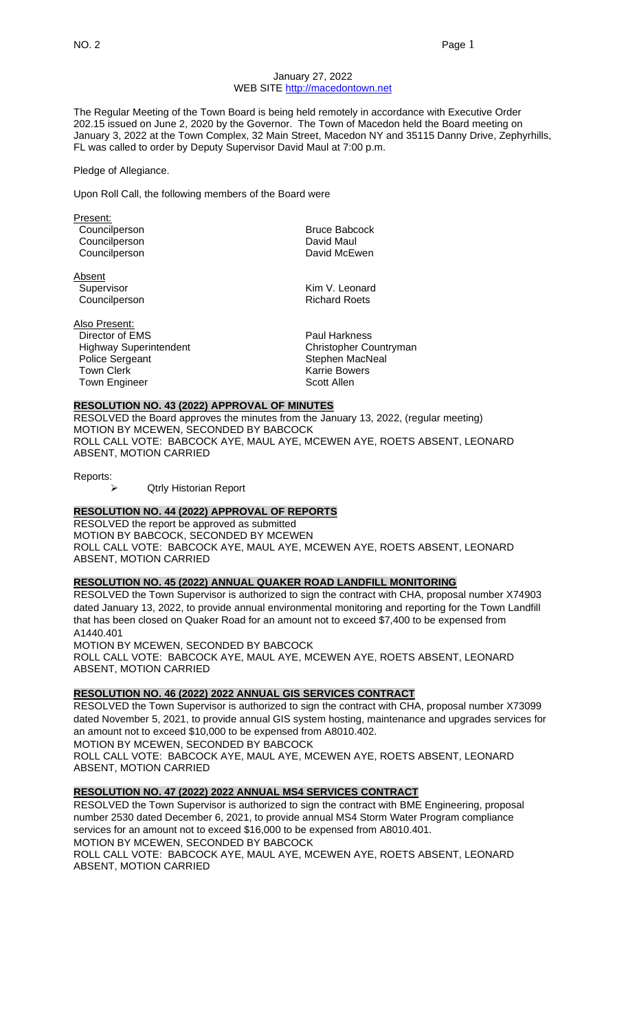January 27, 2022
WEB SITE http://macedontown.net

The Regular Meeting of the Town Board is being held remotely in accordance with Executive Order 202.15 issued on June 2, 2020 by the Governor. The Town of Macedon held the Board meeting on January 3, 2022 at the Town Complex, 32 Main Street, Macedon NY and 35115 Danny Drive, Zephyrhills, FL was called to order by Deputy Supervisor David Maul at 7:00 p.m.

Pledge of Allegiance.

Upon Roll Call, the following members of the Board were

Present:

| | |
|---|---|
| Councilperson | Bruce Babcock |
| Councilperson | David Maul |
| Councilperson | David McEwen |

Absent

| | |
|---|---|
| Supervisor | Kim V. Leonard |
| Councilperson | Richard Roets |

Also Present:

| | |
|---|---|
| Director of EMS | Paul Harkness |
| Highway Superintendent | Christopher Countryman |
| Police Sergeant | Stephen MacNeal |
| Town Clerk | Karrie Bowers |
| Town Engineer | Scott Allen |

**RESOLUTION NO. 43 (2022) APPROVAL OF MINUTES**

RESOLVED the Board approves the minutes from the January 13, 2022, (regular meeting)
MOTION BY MCEWEN, SECONDED BY BABCOCK
ROLL CALL VOTE: BABCOCK AYE, MAUL AYE, MCEWEN AYE, ROETS ABSENT, LEONARD ABSENT, MOTION CARRIED

Reports:

- Qtrly Historian Report

**RESOLUTION NO. 44 (2022) APPROVAL OF REPORTS**

RESOLVED the report be approved as submitted
MOTION BY BABCOCK, SECONDED BY MCEWEN
ROLL CALL VOTE: BABCOCK AYE, MAUL AYE, MCEWEN AYE, ROETS ABSENT, LEONARD ABSENT, MOTION CARRIED

**RESOLUTION NO. 45 (2022) ANNUAL QUAKER ROAD LANDFILL MONITORING**

RESOLVED the Town Supervisor is authorized to sign the contract with CHA, proposal number X74903 dated January 13, 2022, to provide annual environmental monitoring and reporting for the Town Landfill that has been closed on Quaker Road for an amount not to exceed $7,400 to be expensed from A1440.401
MOTION BY MCEWEN, SECONDED BY BABCOCK
ROLL CALL VOTE: BABCOCK AYE, MAUL AYE, MCEWEN AYE, ROETS ABSENT, LEONARD ABSENT, MOTION CARRIED

**RESOLUTION NO. 46 (2022) 2022 ANNUAL GIS SERVICES CONTRACT**

RESOLVED the Town Supervisor is authorized to sign the contract with CHA, proposal number X73099 dated November 5, 2021, to provide annual GIS system hosting, maintenance and upgrades services for an amount not to exceed $10,000 to be expensed from A8010.402.
MOTION BY MCEWEN, SECONDED BY BABCOCK
ROLL CALL VOTE: BABCOCK AYE, MAUL AYE, MCEWEN AYE, ROETS ABSENT, LEONARD ABSENT, MOTION CARRIED

**RESOLUTION NO. 47 (2022) 2022 ANNUAL MS4 SERVICES CONTRACT**

RESOLVED the Town Supervisor is authorized to sign the contract with BME Engineering, proposal number 2530 dated December 6, 2021, to provide annual MS4 Storm Water Program compliance services for an amount not to exceed $16,000 to be expensed from A8010.401.
MOTION BY MCEWEN, SECONDED BY BABCOCK
ROLL CALL VOTE: BABCOCK AYE, MAUL AYE, MCEWEN AYE, ROETS ABSENT, LEONARD ABSENT, MOTION CARRIED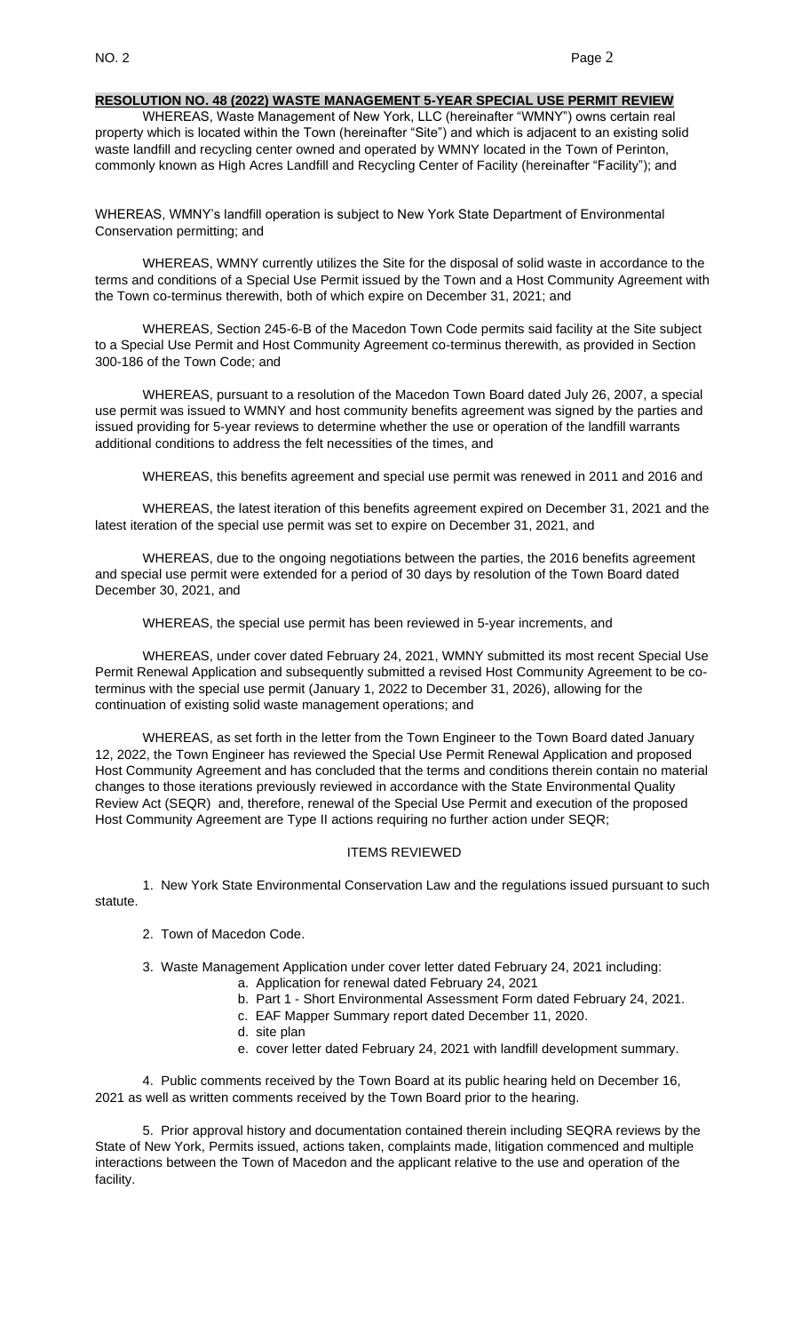**RESOLUTION NO. 48 (2022) WASTE MANAGEMENT 5-YEAR SPECIAL USE PERMIT REVIEW**

WHEREAS, Waste Management of New York, LLC (hereinafter "WMNY") owns certain real property which is located within the Town (hereinafter "Site") and which is adjacent to an existing solid waste landfill and recycling center owned and operated by WMNY located in the Town of Perinton, commonly known as High Acres Landfill and Recycling Center of Facility (hereinafter "Facility"); and

WHEREAS, WMNY's landfill operation is subject to New York State Department of Environmental Conservation permitting; and

WHEREAS, WMNY currently utilizes the Site for the disposal of solid waste in accordance to the terms and conditions of a Special Use Permit issued by the Town and a Host Community Agreement with the Town co-terminus therewith, both of which expire on December 31, 2021; and

WHEREAS, Section 245-6-B of the Macedon Town Code permits said facility at the Site subject to a Special Use Permit and Host Community Agreement co-terminus therewith, as provided in Section 300-186 of the Town Code; and

WHEREAS, pursuant to a resolution of the Macedon Town Board dated July 26, 2007, a special use permit was issued to WMNY and host community benefits agreement was signed by the parties and issued providing for 5-year reviews to determine whether the use or operation of the landfill warrants additional conditions to address the felt necessities of the times, and

WHEREAS, this benefits agreement and special use permit was renewed in 2011 and 2016 and

WHEREAS, the latest iteration of this benefits agreement expired on December 31, 2021 and the latest iteration of the special use permit was set to expire on December 31, 2021, and

WHEREAS, due to the ongoing negotiations between the parties, the 2016 benefits agreement and special use permit were extended for a period of 30 days by resolution of the Town Board dated December 30, 2021, and

WHEREAS, the special use permit has been reviewed in 5-year increments, and

WHEREAS, under cover dated February 24, 2021, WMNY submitted its most recent Special Use Permit Renewal Application and subsequently submitted a revised Host Community Agreement to be co-terminus with the special use permit (January 1, 2022 to December 31, 2026), allowing for the continuation of existing solid waste management operations; and

WHEREAS, as set forth in the letter from the Town Engineer to the Town Board dated January 12, 2022, the Town Engineer has reviewed the Special Use Permit Renewal Application and proposed Host Community Agreement and has concluded that the terms and conditions therein contain no material changes to those iterations previously reviewed in accordance with the State Environmental Quality Review Act (SEQR) and, therefore, renewal of the Special Use Permit and execution of the proposed Host Community Agreement are Type II actions requiring no further action under SEQR;

ITEMS REVIEWED

1. New York State Environmental Conservation Law and the regulations issued pursuant to such statute.

2. Town of Macedon Code.

3. Waste Management Application under cover letter dated February 24, 2021 including:
   a. Application for renewal dated February 24, 2021
   b. Part 1 - Short Environmental Assessment Form dated February 24, 2021.
   c. EAF Mapper Summary report dated December 11, 2020.
   d. site plan
   e. cover letter dated February 24, 2021 with landfill development summary.

4. Public comments received by the Town Board at its public hearing held on December 16, 2021 as well as written comments received by the Town Board prior to the hearing.

5. Prior approval history and documentation contained therein including SEQRA reviews by the State of New York, Permits issued, actions taken, complaints made, litigation commenced and multiple interactions between the Town of Macedon and the applicant relative to the use and operation of the facility.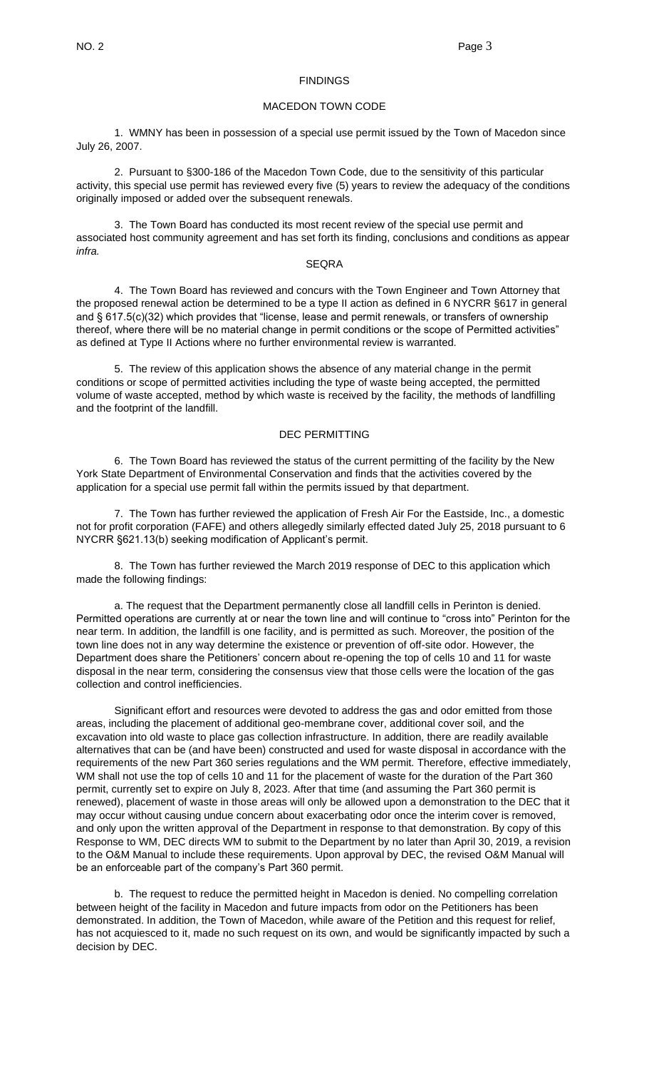## FINDINGS

### MACEDON TOWN CODE

1. WMNY has been in possession of a special use permit issued by the Town of Macedon since July 26, 2007.

2. Pursuant to §300-186 of the Macedon Town Code, due to the sensitivity of this particular activity, this special use permit has reviewed every five (5) years to review the adequacy of the conditions originally imposed or added over the subsequent renewals.

3. The Town Board has conducted its most recent review of the special use permit and associated host community agreement and has set forth its finding, conclusions and conditions as appear *infra.*

### SEQRA

4. The Town Board has reviewed and concurs with the Town Engineer and Town Attorney that the proposed renewal action be determined to be a type II action as defined in 6 NYCRR §617 in general and § 617.5(c)(32) which provides that "license, lease and permit renewals, or transfers of ownership thereof, where there will be no material change in permit conditions or the scope of Permitted activities" as defined at Type II Actions where no further environmental review is warranted.

5. The review of this application shows the absence of any material change in the permit conditions or scope of permitted activities including the type of waste being accepted, the permitted volume of waste accepted, method by which waste is received by the facility, the methods of landfilling and the footprint of the landfill.

### DEC PERMITTING

6. The Town Board has reviewed the status of the current permitting of the facility by the New York State Department of Environmental Conservation and finds that the activities covered by the application for a special use permit fall within the permits issued by that department.

7. The Town has further reviewed the application of Fresh Air For the Eastside, Inc., a domestic not for profit corporation (FAFE) and others allegedly similarly effected dated July 25, 2018 pursuant to 6 NYCRR §621.13(b) seeking modification of Applicant's permit.

8. The Town has further reviewed the March 2019 response of DEC to this application which made the following findings:

a. The request that the Department permanently close all landfill cells in Perinton is denied. Permitted operations are currently at or near the town line and will continue to "cross into" Perinton for the near term. In addition, the landfill is one facility, and is permitted as such. Moreover, the position of the town line does not in any way determine the existence or prevention of off-site odor. However, the Department does share the Petitioners' concern about re-opening the top of cells 10 and 11 for waste disposal in the near term, considering the consensus view that those cells were the location of the gas collection and control inefficiencies.

Significant effort and resources were devoted to address the gas and odor emitted from those areas, including the placement of additional geo-membrane cover, additional cover soil, and the excavation into old waste to place gas collection infrastructure. In addition, there are readily available alternatives that can be (and have been) constructed and used for waste disposal in accordance with the requirements of the new Part 360 series regulations and the WM permit. Therefore, effective immediately, WM shall not use the top of cells 10 and 11 for the placement of waste for the duration of the Part 360 permit, currently set to expire on July 8, 2023. After that time (and assuming the Part 360 permit is renewed), placement of waste in those areas will only be allowed upon a demonstration to the DEC that it may occur without causing undue concern about exacerbating odor once the interim cover is removed, and only upon the written approval of the Department in response to that demonstration. By copy of this Response to WM, DEC directs WM to submit to the Department by no later than April 30, 2019, a revision to the O&M Manual to include these requirements. Upon approval by DEC, the revised O&M Manual will be an enforceable part of the company's Part 360 permit.

b. The request to reduce the permitted height in Macedon is denied. No compelling correlation between height of the facility in Macedon and future impacts from odor on the Petitioners has been demonstrated. In addition, the Town of Macedon, while aware of the Petition and this request for relief, has not acquiesced to it, made no such request on its own, and would be significantly impacted by such a decision by DEC.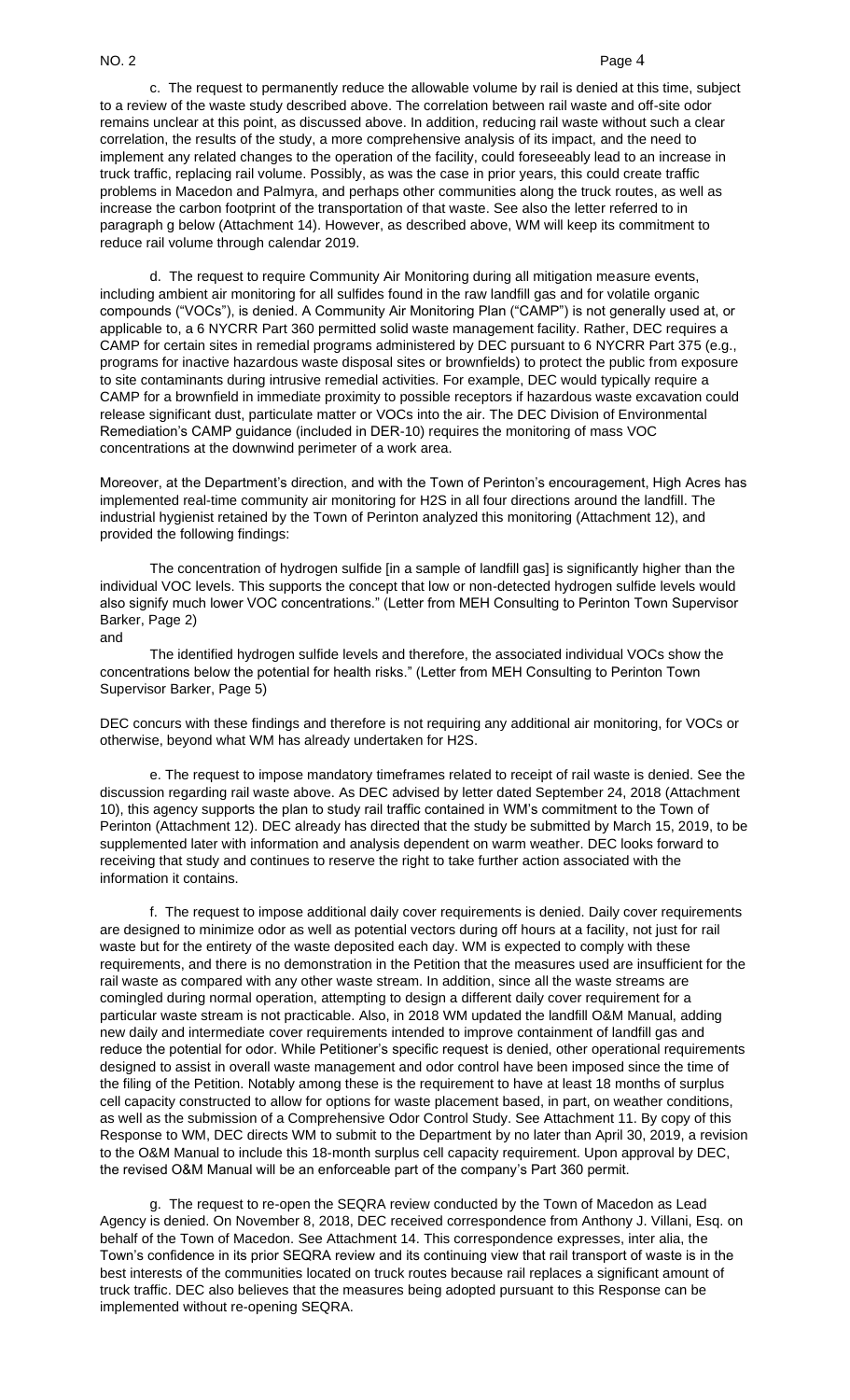c. The request to permanently reduce the allowable volume by rail is denied at this time, subject to a review of the waste study described above. The correlation between rail waste and off-site odor remains unclear at this point, as discussed above. In addition, reducing rail waste without such a clear correlation, the results of the study, a more comprehensive analysis of its impact, and the need to implement any related changes to the operation of the facility, could foreseeably lead to an increase in truck traffic, replacing rail volume. Possibly, as was the case in prior years, this could create traffic problems in Macedon and Palmyra, and perhaps other communities along the truck routes, as well as increase the carbon footprint of the transportation of that waste. See also the letter referred to in paragraph g below (Attachment 14). However, as described above, WM will keep its commitment to reduce rail volume through calendar 2019.

d. The request to require Community Air Monitoring during all mitigation measure events, including ambient air monitoring for all sulfides found in the raw landfill gas and for volatile organic compounds ("VOCs"), is denied. A Community Air Monitoring Plan ("CAMP") is not generally used at, or applicable to, a 6 NYCRR Part 360 permitted solid waste management facility. Rather, DEC requires a CAMP for certain sites in remedial programs administered by DEC pursuant to 6 NYCRR Part 375 (e.g., programs for inactive hazardous waste disposal sites or brownfields) to protect the public from exposure to site contaminants during intrusive remedial activities. For example, DEC would typically require a CAMP for a brownfield in immediate proximity to possible receptors if hazardous waste excavation could release significant dust, particulate matter or VOCs into the air. The DEC Division of Environmental Remediation's CAMP guidance (included in DER-10) requires the monitoring of mass VOC concentrations at the downwind perimeter of a work area.

Moreover, at the Department's direction, and with the Town of Perinton's encouragement, High Acres has implemented real-time community air monitoring for H2S in all four directions around the landfill. The industrial hygienist retained by the Town of Perinton analyzed this monitoring (Attachment 12), and provided the following findings:

The concentration of hydrogen sulfide [in a sample of landfill gas] is significantly higher than the individual VOC levels. This supports the concept that low or non-detected hydrogen sulfide levels would also signify much lower VOC concentrations." (Letter from MEH Consulting to Perinton Town Supervisor Barker, Page 2)

and

The identified hydrogen sulfide levels and therefore, the associated individual VOCs show the concentrations below the potential for health risks." (Letter from MEH Consulting to Perinton Town Supervisor Barker, Page 5)

DEC concurs with these findings and therefore is not requiring any additional air monitoring, for VOCs or otherwise, beyond what WM has already undertaken for H2S.

e. The request to impose mandatory timeframes related to receipt of rail waste is denied. See the discussion regarding rail waste above. As DEC advised by letter dated September 24, 2018 (Attachment 10), this agency supports the plan to study rail traffic contained in WM's commitment to the Town of Perinton (Attachment 12). DEC already has directed that the study be submitted by March 15, 2019, to be supplemented later with information and analysis dependent on warm weather. DEC looks forward to receiving that study and continues to reserve the right to take further action associated with the information it contains.

f. The request to impose additional daily cover requirements is denied. Daily cover requirements are designed to minimize odor as well as potential vectors during off hours at a facility, not just for rail waste but for the entirety of the waste deposited each day. WM is expected to comply with these requirements, and there is no demonstration in the Petition that the measures used are insufficient for the rail waste as compared with any other waste stream. In addition, since all the waste streams are comingled during normal operation, attempting to design a different daily cover requirement for a particular waste stream is not practicable. Also, in 2018 WM updated the landfill O&M Manual, adding new daily and intermediate cover requirements intended to improve containment of landfill gas and reduce the potential for odor. While Petitioner's specific request is denied, other operational requirements designed to assist in overall waste management and odor control have been imposed since the time of the filing of the Petition. Notably among these is the requirement to have at least 18 months of surplus cell capacity constructed to allow for options for waste placement based, in part, on weather conditions, as well as the submission of a Comprehensive Odor Control Study. See Attachment 11. By copy of this Response to WM, DEC directs WM to submit to the Department by no later than April 30, 2019, a revision to the O&M Manual to include this 18-month surplus cell capacity requirement. Upon approval by DEC, the revised O&M Manual will be an enforceable part of the company's Part 360 permit.

g. The request to re-open the SEQRA review conducted by the Town of Macedon as Lead Agency is denied. On November 8, 2018, DEC received correspondence from Anthony J. Villani, Esq. on behalf of the Town of Macedon. See Attachment 14. This correspondence expresses, inter alia, the Town's confidence in its prior SEQRA review and its continuing view that rail transport of waste is in the best interests of the communities located on truck routes because rail replaces a significant amount of truck traffic. DEC also believes that the measures being adopted pursuant to this Response can be implemented without re-opening SEQRA.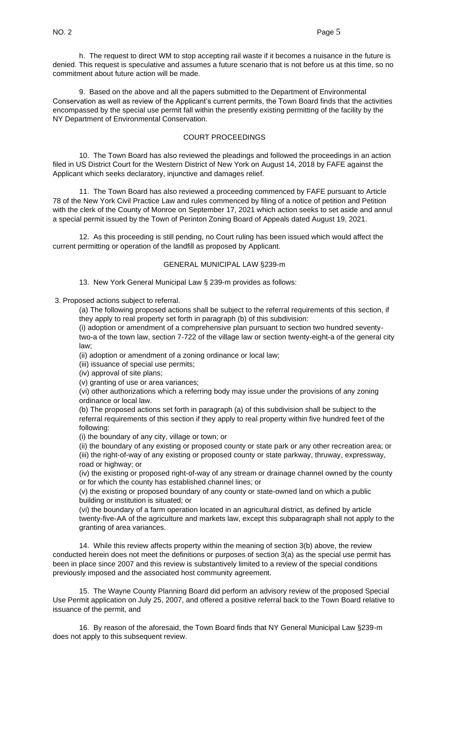h. The request to direct WM to stop accepting rail waste if it becomes a nuisance in the future is denied. This request is speculative and assumes a future scenario that is not before us at this time, so no commitment about future action will be made.

9. Based on the above and all the papers submitted to the Department of Environmental Conservation as well as review of the Applicant's current permits, the Town Board finds that the activities encompassed by the special use permit fall within the presently existing permitting of the facility by the NY Department of Environmental Conservation.

## COURT PROCEEDINGS

10. The Town Board has also reviewed the pleadings and followed the proceedings in an action filed in US District Court for the Western District of New York on August 14, 2018 by FAFE against the Applicant which seeks declaratory, injunctive and damages relief.

11. The Town Board has also reviewed a proceeding commenced by FAFE pursuant to Article 78 of the New York Civil Practice Law and rules commenced by filing of a notice of petition and Petition with the clerk of the County of Monroe on September 17, 2021 which action seeks to set aside and annul a special permit issued by the Town of Perinton Zoning Board of Appeals dated August 19, 2021.

12. As this proceeding is still pending, no Court ruling has been issued which would affect the current permitting or operation of the landfill as proposed by Applicant.

## GENERAL MUNICIPAL LAW §239-m

13. New York General Municipal Law § 239-m provides as follows:

3. Proposed actions subject to referral.

(a) The following proposed actions shall be subject to the referral requirements of this section, if they apply to real property set forth in paragraph (b) of this subdivision:

(i) adoption or amendment of a comprehensive plan pursuant to section two hundred seventy-two-a of the town law, section 7-722 of the village law or section twenty-eight-a of the general city law;

(ii) adoption or amendment of a zoning ordinance or local law;

(iii) issuance of special use permits;

(iv) approval of site plans;

(v) granting of use or area variances;

(vi) other authorizations which a referring body may issue under the provisions of any zoning ordinance or local law.

(b) The proposed actions set forth in paragraph (a) of this subdivision shall be subject to the referral requirements of this section if they apply to real property within five hundred feet of the following:

(i) the boundary of any city, village or town; or

(ii) the boundary of any existing or proposed county or state park or any other recreation area; or

(iii) the right-of-way of any existing or proposed county or state parkway, thruway, expressway, road or highway; or

(iv) the existing or proposed right-of-way of any stream or drainage channel owned by the county or for which the county has established channel lines; or

(v) the existing or proposed boundary of any county or state-owned land on which a public building or institution is situated; or

(vi) the boundary of a farm operation located in an agricultural district, as defined by article twenty-five-AA of the agriculture and markets law, except this subparagraph shall not apply to the granting of area variances.

14. While this review affects property within the meaning of section 3(b) above, the review conducted herein does not meet the definitions or purposes of section 3(a) as the special use permit has been in place since 2007 and this review is substantively limited to a review of the special conditions previously imposed and the associated host community agreement.

15. The Wayne County Planning Board did perform an advisory review of the proposed Special Use Permit application on July 25, 2007, and offered a positive referral back to the Town Board relative to issuance of the permit, and

16. By reason of the aforesaid, the Town Board finds that NY General Municipal Law §239-m does not apply to this subsequent review.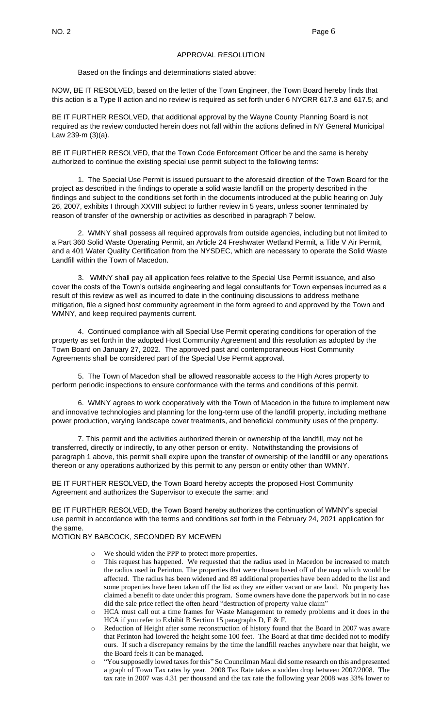## APPROVAL RESOLUTION

Based on the findings and determinations stated above:

NOW, BE IT RESOLVED, based on the letter of the Town Engineer, the Town Board hereby finds that this action is a Type II action and no review is required as set forth under 6 NYCRR 617.3 and 617.5; and

BE IT FURTHER RESOLVED, that additional approval by the Wayne County Planning Board is not required as the review conducted herein does not fall within the actions defined in NY General Municipal Law 239-m (3)(a).

BE IT FURTHER RESOLVED, that the Town Code Enforcement Officer be and the same is hereby authorized to continue the existing special use permit subject to the following terms:

1. The Special Use Permit is issued pursuant to the aforesaid direction of the Town Board for the project as described in the findings to operate a solid waste landfill on the property described in the findings and subject to the conditions set forth in the documents introduced at the public hearing on July 26, 2007, exhibits I through XXVIII subject to further review in 5 years, unless sooner terminated by reason of transfer of the ownership or activities as described in paragraph 7 below.

2. WMNY shall possess all required approvals from outside agencies, including but not limited to a Part 360 Solid Waste Operating Permit, an Article 24 Freshwater Wetland Permit, a Title V Air Permit, and a 401 Water Quality Certification from the NYSDEC, which are necessary to operate the Solid Waste Landfill within the Town of Macedon.

3. WMNY shall pay all application fees relative to the Special Use Permit issuance, and also cover the costs of the Town's outside engineering and legal consultants for Town expenses incurred as a result of this review as well as incurred to date in the continuing discussions to address methane mitigation, file a signed host community agreement in the form agreed to and approved by the Town and WMNY, and keep required payments current.

4. Continued compliance with all Special Use Permit operating conditions for operation of the property as set forth in the adopted Host Community Agreement and this resolution as adopted by the Town Board on January 27, 2022. The approved past and contemporaneous Host Community Agreements shall be considered part of the Special Use Permit approval.

5. The Town of Macedon shall be allowed reasonable access to the High Acres property to perform periodic inspections to ensure conformance with the terms and conditions of this permit.

6. WMNY agrees to work cooperatively with the Town of Macedon in the future to implement new and innovative technologies and planning for the long-term use of the landfill property, including methane power production, varying landscape cover treatments, and beneficial community uses of the property.

7. This permit and the activities authorized therein or ownership of the landfill, may not be transferred, directly or indirectly, to any other person or entity. Notwithstanding the provisions of paragraph 1 above, this permit shall expire upon the transfer of ownership of the landfill or any operations thereon or any operations authorized by this permit to any person or entity other than WMNY.

BE IT FURTHER RESOLVED, the Town Board hereby accepts the proposed Host Community Agreement and authorizes the Supervisor to execute the same; and

BE IT FURTHER RESOLVED, the Town Board hereby authorizes the continuation of WMNY's special use permit in accordance with the terms and conditions set forth in the February 24, 2021 application for the same.

MOTION BY BABCOCK, SECONDED BY MCEWEN

- We should widen the PPP to protect more properties.
- This request has happened. We requested that the radius used in Macedon be increased to match the radius used in Perinton. The properties that were chosen based off of the map which would be affected. The radius has been widened and 89 additional properties have been added to the list and some properties have been taken off the list as they are either vacant or are land. No property has claimed a benefit to date under this program. Some owners have done the paperwork but in no case did the sale price reflect the often heard "destruction of property value claim"
- HCA must call out a time frames for Waste Management to remedy problems and it does in the HCA if you refer to Exhibit B Section 15 paragraphs D, E & F.
- Reduction of Height after some reconstruction of history found that the Board in 2007 was aware that Perinton had lowered the height some 100 feet. The Board at that time decided not to modify ours. If such a discrepancy remains by the time the landfill reaches anywhere near that height, we the Board feels it can be managed.
- "You supposedly lowed taxes for this" So Councilman Maul did some research on this and presented a graph of Town Tax rates by year. 2008 Tax Rate takes a sudden drop between 2007/2008. The tax rate in 2007 was 4.31 per thousand and the tax rate the following year 2008 was 33% lower to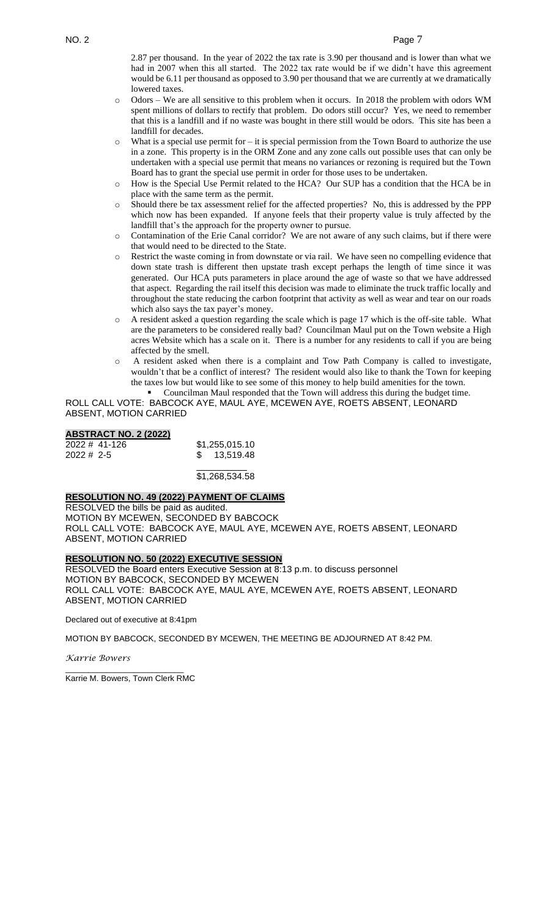2.87 per thousand. In the year of 2022 the tax rate is 3.90 per thousand and is lower than what we had in 2007 when this all started. The 2022 tax rate would be if we didn't have this agreement would be 6.11 per thousand as opposed to 3.90 per thousand that we are currently at we dramatically lowered taxes.

- Odors – We are all sensitive to this problem when it occurs. In 2018 the problem with odors WM spent millions of dollars to rectify that problem. Do odors still occur? Yes, we need to remember that this is a landfill and if no waste was bought in there still would be odors. This site has been a landfill for decades.
- What is a special use permit for – it is special permission from the Town Board to authorize the use in a zone. This property is in the ORM Zone and any zone calls out possible uses that can only be undertaken with a special use permit that means no variances or rezoning is required but the Town Board has to grant the special use permit in order for those uses to be undertaken.
- How is the Special Use Permit related to the HCA? Our SUP has a condition that the HCA be in place with the same term as the permit.
- Should there be tax assessment relief for the affected properties? No, this is addressed by the PPP which now has been expanded. If anyone feels that their property value is truly affected by the landfill that's the approach for the property owner to pursue.
- Contamination of the Erie Canal corridor? We are not aware of any such claims, but if there were that would need to be directed to the State.
- Restrict the waste coming in from downstate or via rail. We have seen no compelling evidence that down state trash is different then upstate trash except perhaps the length of time since it was generated. Our HCA puts parameters in place around the age of waste so that we have addressed that aspect. Regarding the rail itself this decision was made to eliminate the truck traffic locally and throughout the state reducing the carbon footprint that activity as well as wear and tear on our roads which also says the tax payer's money.
- A resident asked a question regarding the scale which is page 17 which is the off-site table. What are the parameters to be considered really bad? Councilman Maul put on the Town website a High acres Website which has a scale on it. There is a number for any residents to call if you are being affected by the smell.
- A resident asked when there is a complaint and Tow Path Company is called to investigate, wouldn't that be a conflict of interest? The resident would also like to thank the Town for keeping the taxes low but would like to see some of this money to help build amenities for the town.
  - Councilman Maul responded that the Town will address this during the budget time.

ROLL CALL VOTE: BABCOCK AYE, MAUL AYE, MCEWEN AYE, ROETS ABSENT, LEONARD ABSENT, MOTION CARRIED

**ABSTRACT NO. 2 (2022)**

| | |
|---|---|
| 2022 # 41-126 | $1,255,015.10 |
| 2022 # 2-5 | $ 13,519.48 |
| | $1,268,534.58 |

**RESOLUTION NO. 49 (2022) PAYMENT OF CLAIMS**

RESOLVED the bills be paid as audited.
MOTION BY MCEWEN, SECONDED BY BABCOCK
ROLL CALL VOTE: BABCOCK AYE, MAUL AYE, MCEWEN AYE, ROETS ABSENT, LEONARD ABSENT, MOTION CARRIED

**RESOLUTION NO. 50 (2022) EXECUTIVE SESSION**

RESOLVED the Board enters Executive Session at 8:13 p.m. to discuss personnel
MOTION BY BABCOCK, SECONDED BY MCEWEN
ROLL CALL VOTE: BABCOCK AYE, MAUL AYE, MCEWEN AYE, ROETS ABSENT, LEONARD ABSENT, MOTION CARRIED

Declared out of executive at 8:41pm

MOTION BY BABCOCK, SECONDED BY MCEWEN, THE MEETING BE ADJOURNED AT 8:42 PM.

*Karrie Bowers*

Karrie M. Bowers, Town Clerk RMC